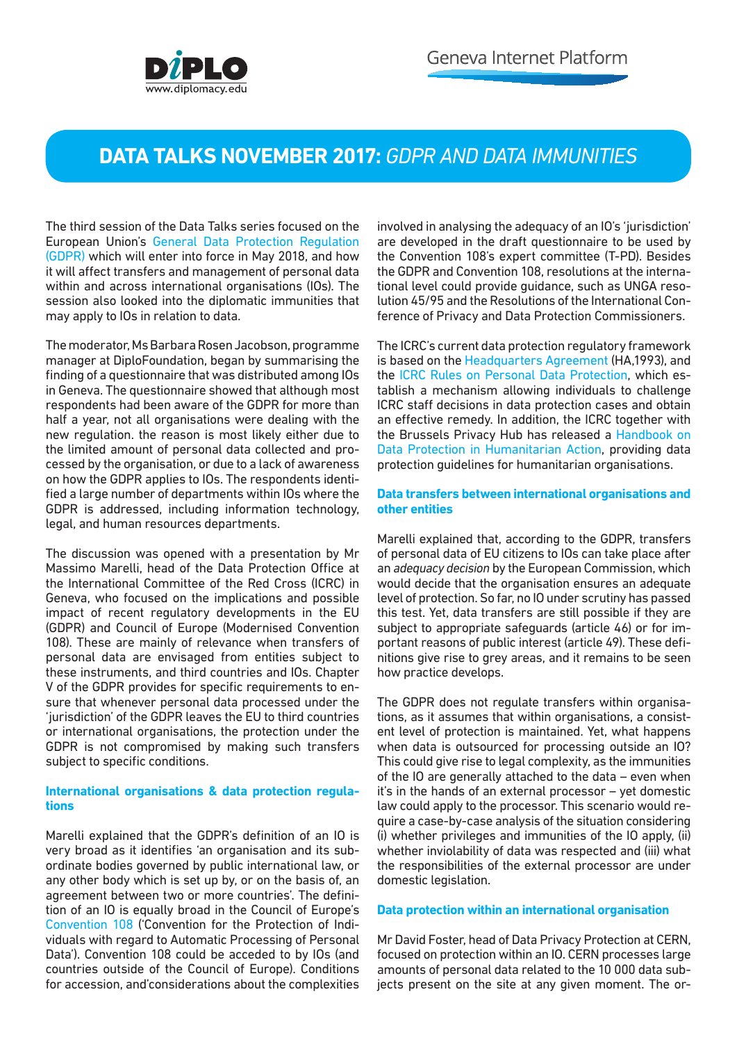# DATA TALKS NOVEMBER 2017: *GDPR AND DATA IMMUNITIES*

The third session of the Data Talks series focused on the European Union's General Data Protection Regulation (GDPR) which will enter into force in May 2018, and how it will affect transfers and management of personal data within and across international organisations (IOs). The session also looked into the diplomatic immunities that may apply to IOs in relation to data.

The moderator, Ms Barbara Rosen Jacobson, programme manager at DiploFoundation, began by summarising the finding of a questionnaire that was distributed among IOs in Geneva. The questionnaire showed that although most respondents had been aware of the GDPR for more than half a year, not all organisations were dealing with the new regulation. the reason is most likely either due to the limited amount of personal data collected and processed by the organisation, or due to a lack of awareness on how the GDPR applies to IOs. The respondents identified a large number of departments within IOs where the GDPR is addressed, including information technology, legal, and human resources departments.

The discussion was opened with a presentation by Mr Massimo Marelli, head of the Data Protection Office at the International Committee of the Red Cross (ICRC) in Geneva, who focused on the implications and possible impact of recent regulatory developments in the EU (GDPR) and Council of Europe (Modernised Convention 108). These are mainly of relevance when transfers of personal data are envisaged from entities subject to these instruments, and third countries and IOs. Chapter V of the GDPR provides for specific requirements to ensure that whenever personal data processed under the 'jurisdiction' of the GDPR leaves the EU to third countries or international organisations, the protection under the GDPR is not compromised by making such transfers subject to specific conditions.

## International organisations & data protection regulations

Marelli explained that the GDPR's definition of an IO is very broad as it identifies 'an organisation and its subordinate bodies governed by public international law, or any other body which is set up by, or on the basis of, an agreement between two or more countries'. The definition of an IO is equally broad in the Council of Europe's Convention 108 ('Convention for the Protection of Individuals with regard to Automatic Processing of Personal Data'). Convention 108 could be acceded to by IOs (and countries outside of the Council of Europe). Conditions for accession, and'considerations about the complexities involved in analysing the adequacy of an IO's 'jurisdiction' are developed in the draft questionnaire to be used by the Convention 108's expert committee (T-PD). Besides the GDPR and Convention 108, resolutions at the international level could provide guidance, such as UNGA resolution 45/95 and the Resolutions of the International Conference of Privacy and Data Protection Commissioners.

The ICRC's current data protection regulatory framework is based on the Headquarters Agreement (HA,1993), and the ICRC Rules on Personal Data Protection, which establish a mechanism allowing individuals to challenge ICRC staff decisions in data protection cases and obtain an effective remedy. In addition, the ICRC together with the Brussels Privacy Hub has released a Handbook on Data Protection in Humanitarian Action, providing data protection guidelines for humanitarian organisations.

## Data transfers between international organisations and other entities

Marelli explained that, according to the GDPR, transfers of personal data of EU citizens to IOs can take place after an *adequacy decision* by the European Commission, which would decide that the organisation ensures an adequate level of protection. So far, no IO under scrutiny has passed this test. Yet, data transfers are still possible if they are subject to appropriate safeguards (article 46) or for important reasons of public interest (article 49). These definitions give rise to grey areas, and it remains to be seen how practice develops.

The GDPR does not regulate transfers within organisations, as it assumes that within organisations, a consistent level of protection is maintained. Yet, what happens when data is outsourced for processing outside an IO? This could give rise to legal complexity, as the immunities of the IO are generally attached to the data – even when it's in the hands of an external processor – yet domestic law could apply to the processor. This scenario would require a case-by-case analysis of the situation considering (i) whether privileges and immunities of the IO apply, (ii) whether inviolability of data was respected and (iii) what the responsibilities of the external processor are under domestic legislation.

## Data protection within an international organisation

Mr David Foster, head of Data Privacy Protection at CERN, focused on protection within an IO. CERN processes large amounts of personal data related to the 10 000 data subjects present on the site at any given moment. The or-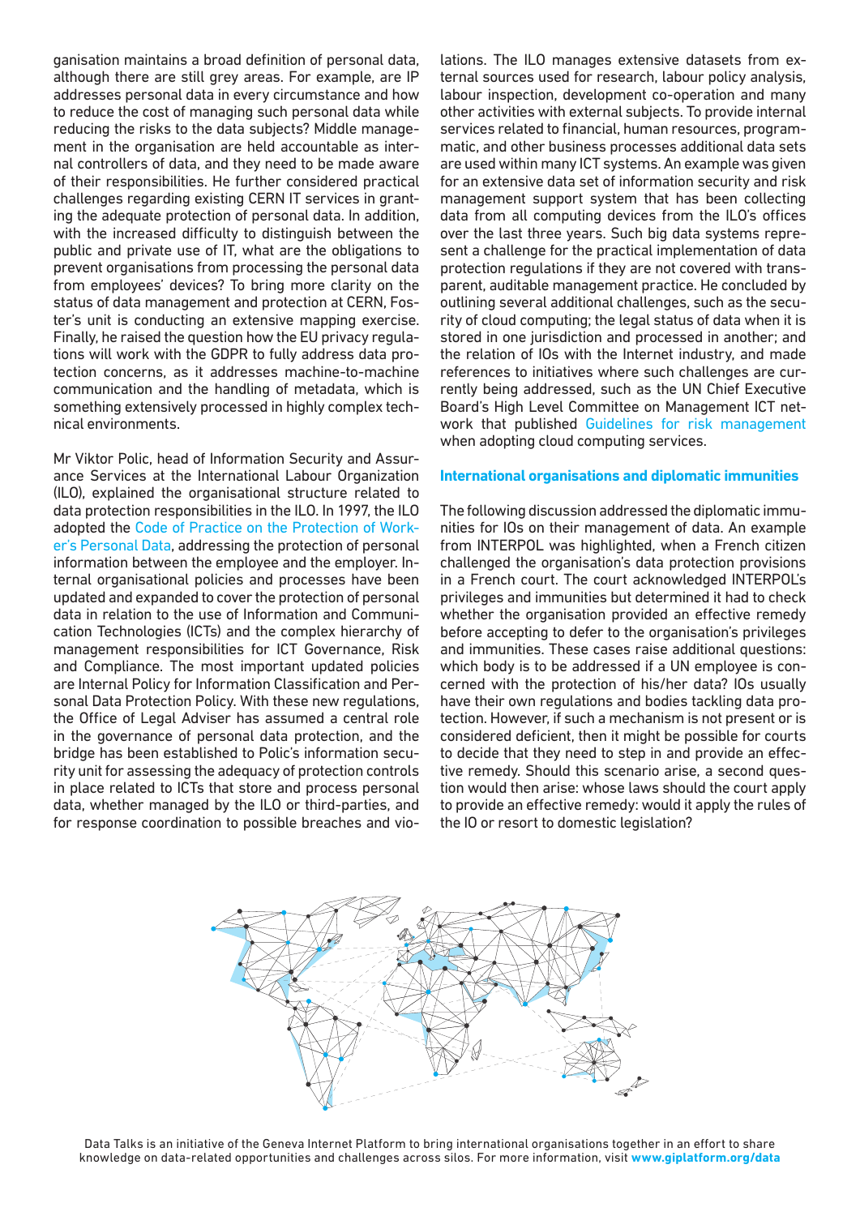ganisation maintains a broad definition of personal data, although there are still grey areas. For example, are IP addresses personal data in every circumstance and how to reduce the cost of managing such personal data while reducing the risks to the data subjects? Middle management in the organisation are held accountable as internal controllers of data, and they need to be made aware of their responsibilities. He further considered practical challenges regarding existing CERN IT services in granting the adequate protection of personal data. In addition, with the increased difficulty to distinguish between the public and private use of IT, what are the obligations to prevent organisations from processing the personal data from employees' devices? To bring more clarity on the status of data management and protection at CERN, Foster's unit is conducting an extensive mapping exercise. Finally, he raised the question how the EU privacy regulations will work with the GDPR to fully address data protection concerns, as it addresses machine-to-machine communication and the handling of metadata, which is something extensively processed in highly complex technical environments.

Mr Viktor Polic, head of Information Security and Assurance Services at the International Labour Organization (ILO), explained the organisational structure related to data protection responsibilities in the ILO. In 1997, the ILO adopted the Code of Practice on the Protection of Worker's Personal Data, addressing the protection of personal information between the employee and the employer. Internal organisational policies and processes have been updated and expanded to cover the protection of personal data in relation to the use of Information and Communication Technologies (ICTs) and the complex hierarchy of management responsibilities for ICT Governance, Risk and Compliance. The most important updated policies are Internal Policy for Information Classification and Personal Data Protection Policy. With these new regulations, the Office of Legal Adviser has assumed a central role in the governance of personal data protection, and the bridge has been established to Polic's information security unit for assessing the adequacy of protection controls in place related to ICTs that store and process personal data, whether managed by the ILO or third-parties, and for response coordination to possible breaches and violations. The ILO manages extensive datasets from external sources used for research, labour policy analysis, labour inspection, development co-operation and many other activities with external subjects. To provide internal services related to financial, human resources, programmatic, and other business processes additional data sets are used within many ICT systems. An example was given for an extensive data set of information security and risk management support system that has been collecting data from all computing devices from the ILO's offices over the last three years. Such big data systems represent a challenge for the practical implementation of data protection regulations if they are not covered with transparent, auditable management practice. He concluded by outlining several additional challenges, such as the security of cloud computing; the legal status of data when it is stored in one jurisdiction and processed in another; and the relation of IOs with the Internet industry, and made references to initiatives where such challenges are currently being addressed, such as the UN Chief Executive Board's High Level Committee on Management ICT network that published Guidelines for risk management when adopting cloud computing services.

### International organisations and diplomatic immunities

The following discussion addressed the diplomatic immunities for IOs on their management of data. An example from INTERPOL was highlighted, when a French citizen challenged the organisation's data protection provisions in a French court. The court acknowledged INTERPOL's privileges and immunities but determined it had to check whether the organisation provided an effective remedy before accepting to defer to the organisation's privileges and immunities. These cases raise additional questions: which body is to be addressed if a UN employee is concerned with the protection of his/her data? IOs usually have their own regulations and bodies tackling data protection. However, if such a mechanism is not present or is considered deficient, then it might be possible for courts to decide that they need to step in and provide an effective remedy. Should this scenario arise, a second question would then arise: whose laws should the court apply to provide an effective remedy: would it apply the rules of the IO or resort to domestic legislation?

Data Talks is an initiative of the Geneva Internet Platform to bring international organisations together in an effort to share knowledge on data-related opportunities and challenges across silos. For more information, visit **www.giplatform.org/data**